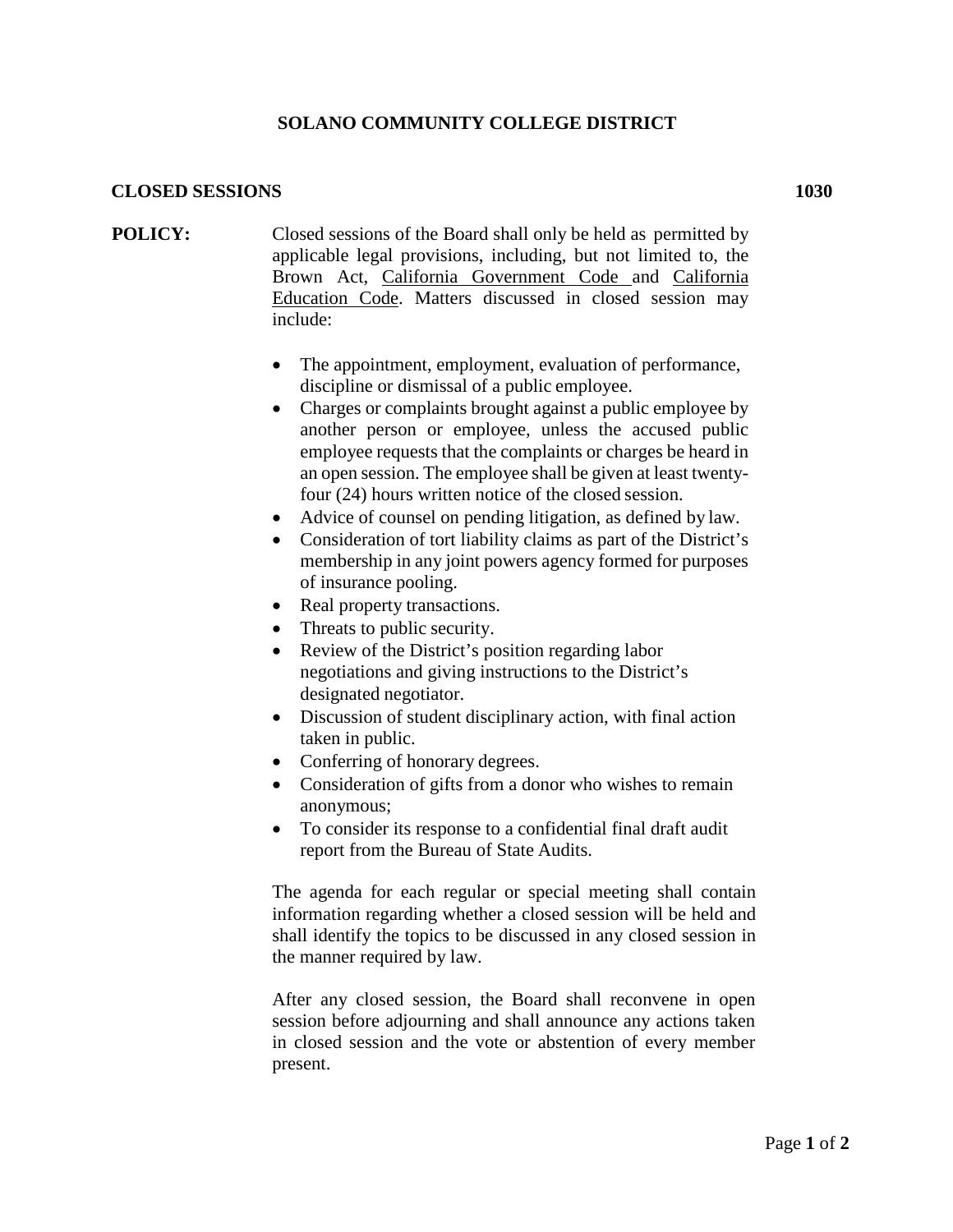# SOLANO COMMUNITY COLLEGE DISTRICT

## CLOSED SESSIONS 1030

**POLICY:** Closed sessions of the Board shall only be held as permitted by applicable legal provisions, including, but not limited to, the Brown Act, California Government Code and California Education Code. Matters discussed in closed session may include:

- The appointment, employment, evaluation of performance, discipline or dismissal of a public employee.
- Charges or complaints brought against a public employee by another person or employee, unless the accused public employee requests that the complaints or charges be heard in an open session. The employee shall be given at least twenty-four (24) hours written notice of the closed session.
- Advice of counsel on pending litigation, as defined by law.
- Consideration of tort liability claims as part of the District's membership in any joint powers agency formed for purposes of insurance pooling.
- Real property transactions.
- Threats to public security.
- Review of the District's position regarding labor negotiations and giving instructions to the District's designated negotiator.
- Discussion of student disciplinary action, with final action taken in public.
- Conferring of honorary degrees.
- Consideration of gifts from a donor who wishes to remain anonymous;
- To consider its response to a confidential final draft audit report from the Bureau of State Audits.

The agenda for each regular or special meeting shall contain information regarding whether a closed session will be held and shall identify the topics to be discussed in any closed session in the manner required by law.

After any closed session, the Board shall reconvene in open session before adjourning and shall announce any actions taken in closed session and the vote or abstention of every member present.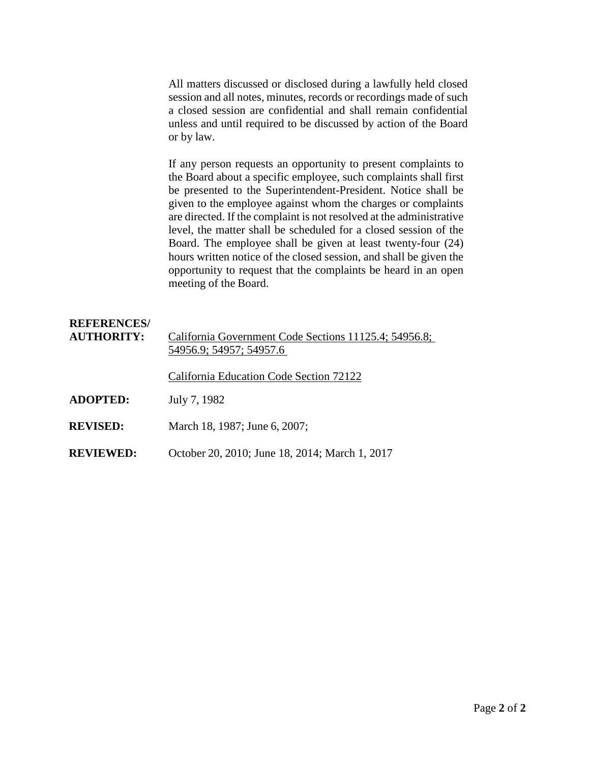All matters discussed or disclosed during a lawfully held closed session and all notes, minutes, records or recordings made of such a closed session are confidential and shall remain confidential unless and until required to be discussed by action of the Board or by law.

If any person requests an opportunity to present complaints to the Board about a specific employee, such complaints shall first be presented to the Superintendent-President. Notice shall be given to the employee against whom the charges or complaints are directed. If the complaint is not resolved at the administrative level, the matter shall be scheduled for a closed session of the Board. The employee shall be given at least twenty-four (24) hours written notice of the closed session, and shall be given the opportunity to request that the complaints be heard in an open meeting of the Board.

**REFERENCES/ AUTHORITY:** California Government Code Sections 11125.4; 54956.8; 54956.9; 54957; 54957.6

California Education Code Section 72122

**ADOPTED:** July 7, 1982

**REVISED:** March 18, 1987; June 6, 2007;

**REVIEWED:** October 20, 2010; June 18, 2014; March 1, 2017